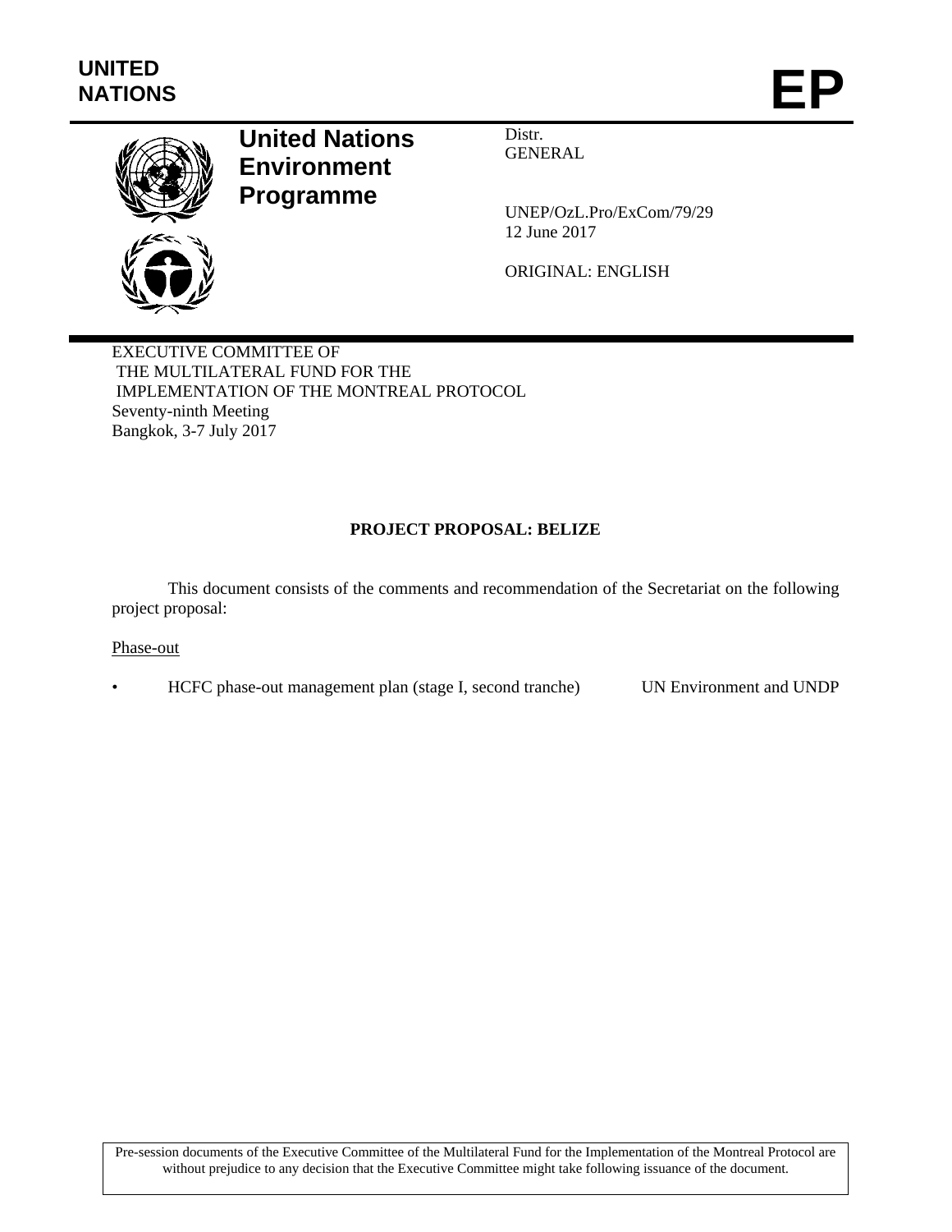UNITED NATIONS

# EP

**United Nations Environment Programme**

Distr.
GENERAL

UNEP/OzL.Pro/ExCom/79/29
12 June 2017

ORIGINAL: ENGLISH

EXECUTIVE COMMITTEE OF
THE MULTILATERAL FUND FOR THE
IMPLEMENTATION OF THE MONTREAL PROTOCOL
Seventy-ninth Meeting
Bangkok, 3-7 July 2017

## PROJECT PROPOSAL: BELIZE

This document consists of the comments and recommendation of the Secretariat on the following project proposal:

Phase-out

- HCFC phase-out management plan (stage I, second tranche) UN Environment and UNDP

Pre-session documents of the Executive Committee of the Multilateral Fund for the Implementation of the Montreal Protocol are without prejudice to any decision that the Executive Committee might take following issuance of the document.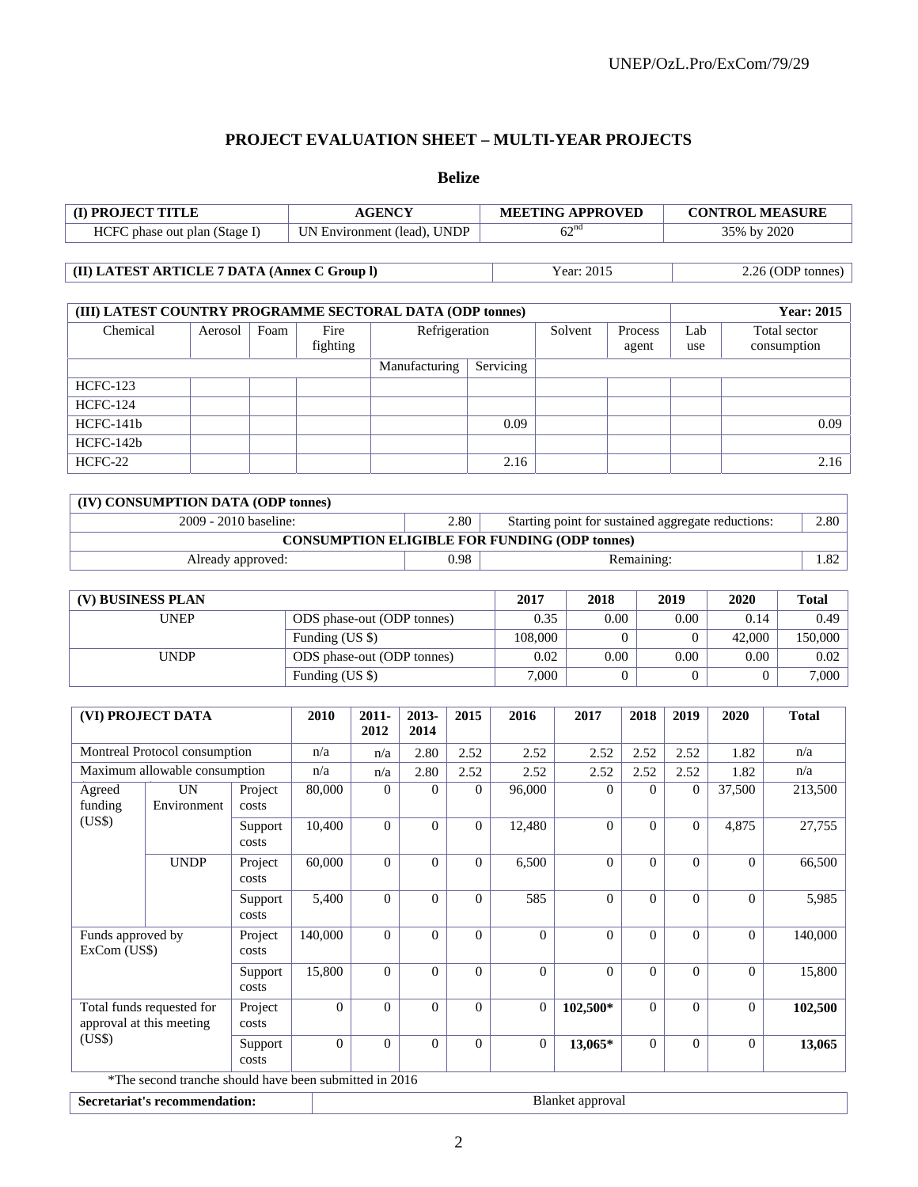# PROJECT EVALUATION SHEET – MULTI-YEAR PROJECTS

## Belize

| (I) PROJECT TITLE | AGENCY | MEETING APPROVED | CONTROL MEASURE |
|---|---|---|---|
| HCFC phase out plan (Stage I) | UN Environment (lead), UNDP | 62nd | 35% by 2020 |

| (II) LATEST ARTICLE 7 DATA (Annex C Group l) | Year: 2015 | 2.26 (ODP tonnes) |
|---|---|---|

| (III) LATEST COUNTRY PROGRAMME SECTORAL DATA (ODP tonnes) | | | | | | | | | Year: 2015 |
|---|---|---|---|---|---|---|---|---|---|
| Chemical | Aerosol | Foam | Fire fighting | Refrigeration | | Solvent | Process agent | Lab use | Total sector consumption |
| | | | | Manufacturing | Servicing | | | | |
| HCFC-123 | | | | | | | | | |
| HCFC-124 | | | | | | | | | |
| HCFC-141b | | | | | 0.09 | | | | 0.09 |
| HCFC-142b | | | | | | | | | |
| HCFC-22 | | | | | 2.16 | | | | 2.16 |

| (IV) CONSUMPTION DATA (ODP tonnes) | | | |
|---|---|---|---|
| 2009 - 2010 baseline: | 2.80 | Starting point for sustained aggregate reductions: | 2.80 |
| CONSUMPTION ELIGIBLE FOR FUNDING (ODP tonnes) | | | |
| Already approved: | 0.98 | Remaining: | 1.82 |

| (V) BUSINESS PLAN | | 2017 | 2018 | 2019 | 2020 | Total |
|---|---|---|---|---|---|---|
| UNEP | ODS phase-out (ODP tonnes) | 0.35 | 0.00 | 0.00 | 0.14 | 0.49 |
| | Funding (US $) | 108,000 | 0 | 0 | 42,000 | 150,000 |
| UNDP | ODS phase-out (ODP tonnes) | 0.02 | 0.00 | 0.00 | 0.00 | 0.02 |
| | Funding (US $) | 7,000 | 0 | 0 | 0 | 7,000 |

| (VI) PROJECT DATA | | | 2010 | 2011-2012 | 2013-2014 | 2015 | 2016 | 2017 | 2018 | 2019 | 2020 | Total |
|---|---|---|---|---|---|---|---|---|---|---|---|---|
| Montreal Protocol consumption | | | n/a | n/a | 2.80 | 2.52 | 2.52 | 2.52 | 2.52 | 2.52 | 1.82 | n/a |
| Maximum allowable consumption | | | n/a | n/a | 2.80 | 2.52 | 2.52 | 2.52 | 2.52 | 2.52 | 1.82 | n/a |
| Agreed funding (US$) | UN Environment | Project costs | 80,000 | 0 | 0 | 0 | 96,000 | 0 | 0 | 0 | 37,500 | 213,500 |
| | | Support costs | 10,400 | 0 | 0 | 0 | 12,480 | 0 | 0 | 0 | 4,875 | 27,755 |
| | UNDP | Project costs | 60,000 | 0 | 0 | 0 | 6,500 | 0 | 0 | 0 | 0 | 66,500 |
| | | Support costs | 5,400 | 0 | 0 | 0 | 585 | 0 | 0 | 0 | 0 | 5,985 |
| Funds approved by ExCom (US$) | | Project costs | 140,000 | 0 | 0 | 0 | 0 | 0 | 0 | 0 | 0 | 140,000 |
| | | Support costs | 15,800 | 0 | 0 | 0 | 0 | 0 | 0 | 0 | 0 | 15,800 |
| Total funds requested for approval at this meeting (US$) | | Project costs | 0 | 0 | 0 | 0 | 0 | **102,500*** | 0 | 0 | 0 | **102,500** |
| | | Support costs | 0 | 0 | 0 | 0 | 0 | **13,065*** | 0 | 0 | 0 | **13,065** |

*The second tranche should have been submitted in 2016

| Secretariat's recommendation: | Blanket approval |
|---|---|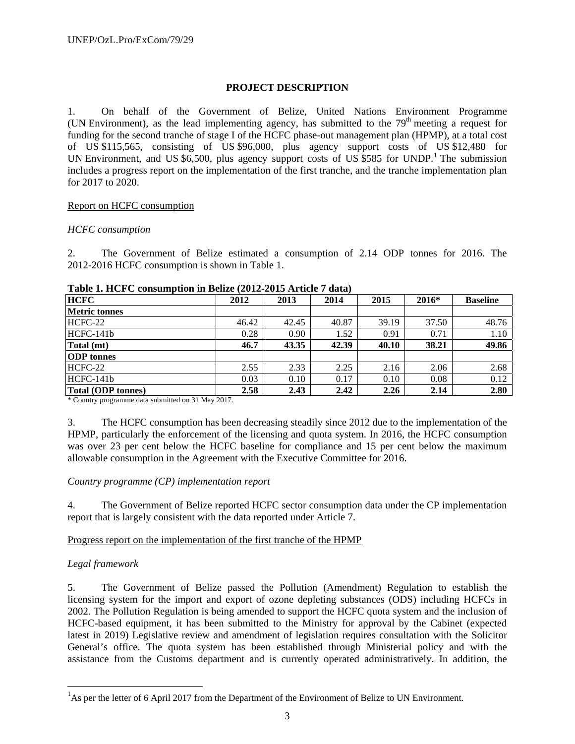**PROJECT DESCRIPTION**

1. On behalf of the Government of Belize, United Nations Environment Programme (UN Environment), as the lead implementing agency, has submitted to the 79th meeting a request for funding for the second tranche of stage I of the HCFC phase-out management plan (HPMP), at a total cost of US $115,565, consisting of US $96,000, plus agency support costs of US $12,480 for UN Environment, and US $6,500, plus agency support costs of US $585 for UNDP.[1] The submission includes a progress report on the implementation of the first tranche, and the tranche implementation plan for 2017 to 2020.

Report on HCFC consumption

*HCFC consumption*

2. The Government of Belize estimated a consumption of 2.14 ODP tonnes for 2016. The 2012-2016 HCFC consumption is shown in Table 1.

**Table 1. HCFC consumption in Belize (2012-2015 Article 7 data)**

| HCFC | 2012 | 2013 | 2014 | 2015 | 2016* | Baseline |
|---|---|---|---|---|---|---|
| **Metric tonnes** | | | | | | |
| HCFC-22 | 46.42 | 42.45 | 40.87 | 39.19 | 37.50 | 48.76 |
| HCFC-141b | 0.28 | 0.90 | 1.52 | 0.91 | 0.71 | 1.10 |
| **Total (mt)** | **46.7** | **43.35** | **42.39** | **40.10** | **38.21** | **49.86** |
| **ODP tonnes** | | | | | | |
| HCFC-22 | 2.55 | 2.33 | 2.25 | 2.16 | 2.06 | 2.68 |
| HCFC-141b | 0.03 | 0.10 | 0.17 | 0.10 | 0.08 | 0.12 |
| **Total (ODP tonnes)** | **2.58** | **2.43** | **2.42** | **2.26** | **2.14** | **2.80** |

\* Country programme data submitted on 31 May 2017.

3. The HCFC consumption has been decreasing steadily since 2012 due to the implementation of the HPMP, particularly the enforcement of the licensing and quota system. In 2016, the HCFC consumption was over 23 per cent below the HCFC baseline for compliance and 15 per cent below the maximum allowable consumption in the Agreement with the Executive Committee for 2016.

*Country programme (CP) implementation report*

4. The Government of Belize reported HCFC sector consumption data under the CP implementation report that is largely consistent with the data reported under Article 7.

Progress report on the implementation of the first tranche of the HPMP

*Legal framework*

5. The Government of Belize passed the Pollution (Amendment) Regulation to establish the licensing system for the import and export of ozone depleting substances (ODS) including HCFCs in 2002. The Pollution Regulation is being amended to support the HCFC quota system and the inclusion of HCFC-based equipment, it has been submitted to the Ministry for approval by the Cabinet (expected latest in 2019) Legislative review and amendment of legislation requires consultation with the Solicitor General's office. The quota system has been established through Ministerial policy and with the assistance from the Customs department and is currently operated administratively. In addition, the

[1] As per the letter of 6 April 2017 from the Department of the Environment of Belize to UN Environment.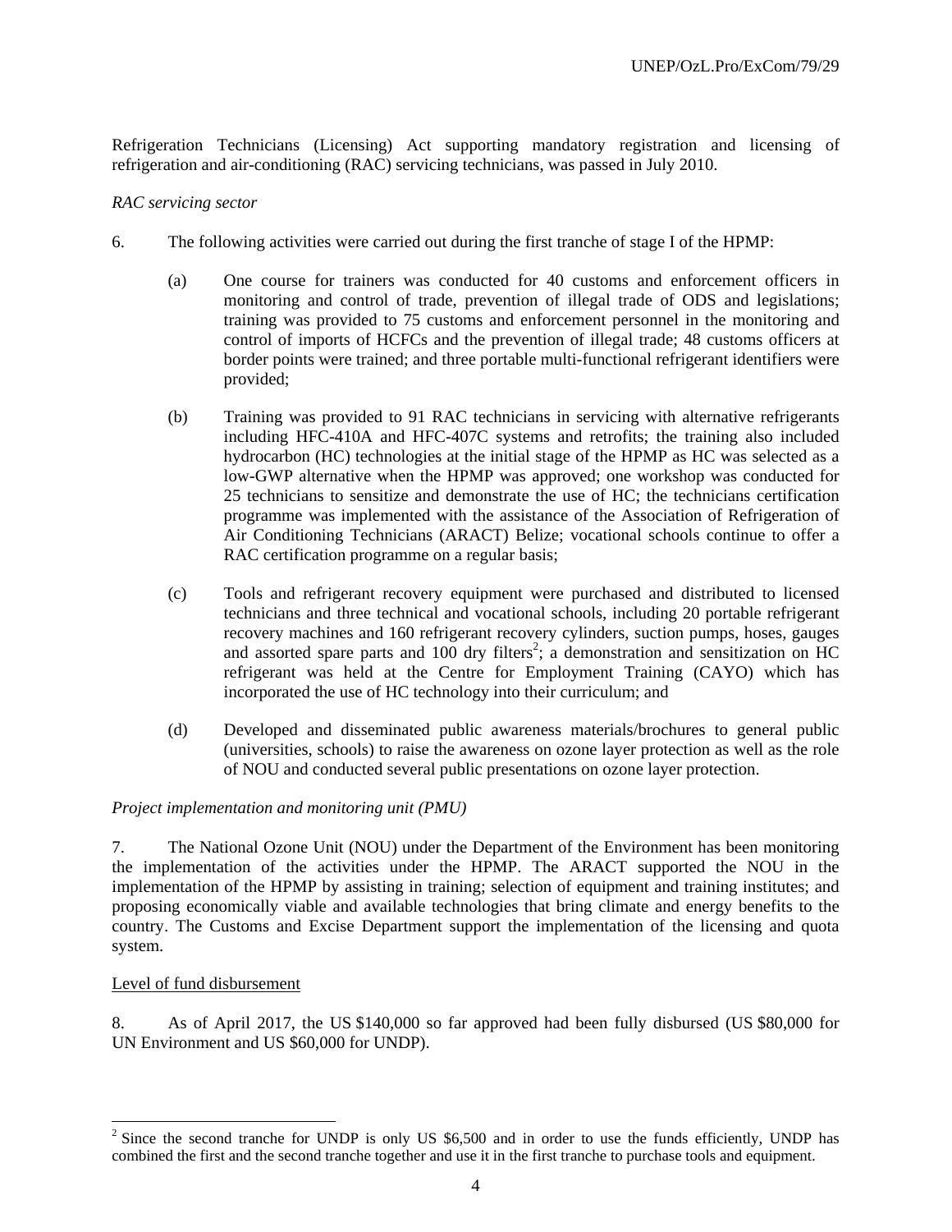Refrigeration Technicians (Licensing) Act supporting mandatory registration and licensing of refrigeration and air-conditioning (RAC) servicing technicians, was passed in July 2010.

*RAC servicing sector*

6. The following activities were carried out during the first tranche of stage I of the HPMP:

(a) One course for trainers was conducted for 40 customs and enforcement officers in monitoring and control of trade, prevention of illegal trade of ODS and legislations; training was provided to 75 customs and enforcement personnel in the monitoring and control of imports of HCFCs and the prevention of illegal trade; 48 customs officers at border points were trained; and three portable multi-functional refrigerant identifiers were provided;

(b) Training was provided to 91 RAC technicians in servicing with alternative refrigerants including HFC-410A and HFC-407C systems and retrofits; the training also included hydrocarbon (HC) technologies at the initial stage of the HPMP as HC was selected as a low-GWP alternative when the HPMP was approved; one workshop was conducted for 25 technicians to sensitize and demonstrate the use of HC; the technicians certification programme was implemented with the assistance of the Association of Refrigeration of Air Conditioning Technicians (ARACT) Belize; vocational schools continue to offer a RAC certification programme on a regular basis;

(c) Tools and refrigerant recovery equipment were purchased and distributed to licensed technicians and three technical and vocational schools, including 20 portable refrigerant recovery machines and 160 refrigerant recovery cylinders, suction pumps, hoses, gauges and assorted spare parts and 100 dry filters[2]; a demonstration and sensitization on HC refrigerant was held at the Centre for Employment Training (CAYO) which has incorporated the use of HC technology into their curriculum; and

(d) Developed and disseminated public awareness materials/brochures to general public (universities, schools) to raise the awareness on ozone layer protection as well as the role of NOU and conducted several public presentations on ozone layer protection.

*Project implementation and monitoring unit (PMU)*

7. The National Ozone Unit (NOU) under the Department of the Environment has been monitoring the implementation of the activities under the HPMP. The ARACT supported the NOU in the implementation of the HPMP by assisting in training; selection of equipment and training institutes; and proposing economically viable and available technologies that bring climate and energy benefits to the country. The Customs and Excise Department support the implementation of the licensing and quota system.

Level of fund disbursement

8. As of April 2017, the US $140,000 so far approved had been fully disbursed (US $80,000 for UN Environment and US $60,000 for UNDP).

---

[2] Since the second tranche for UNDP is only US $6,500 and in order to use the funds efficiently, UNDP has combined the first and the second tranche together and use it in the first tranche to purchase tools and equipment.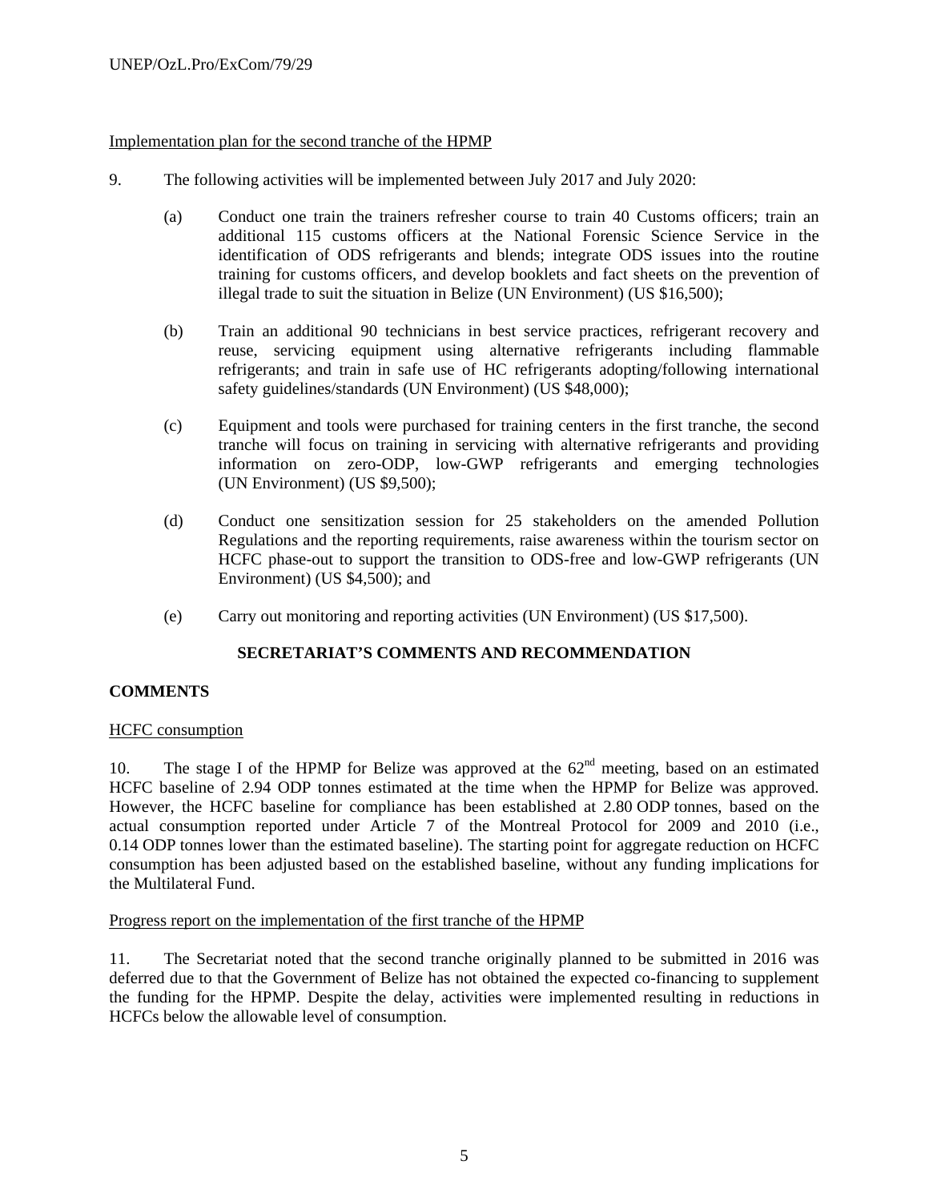Implementation plan for the second tranche of the HPMP

9. The following activities will be implemented between July 2017 and July 2020:

(a) Conduct one train the trainers refresher course to train 40 Customs officers; train an additional 115 customs officers at the National Forensic Science Service in the identification of ODS refrigerants and blends; integrate ODS issues into the routine training for customs officers, and develop booklets and fact sheets on the prevention of illegal trade to suit the situation in Belize (UN Environment) (US $16,500);

(b) Train an additional 90 technicians in best service practices, refrigerant recovery and reuse, servicing equipment using alternative refrigerants including flammable refrigerants; and train in safe use of HC refrigerants adopting/following international safety guidelines/standards (UN Environment) (US $48,000);

(c) Equipment and tools were purchased for training centers in the first tranche, the second tranche will focus on training in servicing with alternative refrigerants and providing information on zero-ODP, low-GWP refrigerants and emerging technologies (UN Environment) (US $9,500);

(d) Conduct one sensitization session for 25 stakeholders on the amended Pollution Regulations and the reporting requirements, raise awareness within the tourism sector on HCFC phase-out to support the transition to ODS-free and low-GWP refrigerants (UN Environment) (US $4,500); and

(e) Carry out monitoring and reporting activities (UN Environment) (US $17,500).

## SECRETARIAT'S COMMENTS AND RECOMMENDATION

### COMMENTS

HCFC consumption

10. The stage I of the HPMP for Belize was approved at the 62nd meeting, based on an estimated HCFC baseline of 2.94 ODP tonnes estimated at the time when the HPMP for Belize was approved. However, the HCFC baseline for compliance has been established at 2.80 ODP tonnes, based on the actual consumption reported under Article 7 of the Montreal Protocol for 2009 and 2010 (i.e., 0.14 ODP tonnes lower than the estimated baseline). The starting point for aggregate reduction on HCFC consumption has been adjusted based on the established baseline, without any funding implications for the Multilateral Fund.

Progress report on the implementation of the first tranche of the HPMP

11. The Secretariat noted that the second tranche originally planned to be submitted in 2016 was deferred due to that the Government of Belize has not obtained the expected co-financing to supplement the funding for the HPMP. Despite the delay, activities were implemented resulting in reductions in HCFCs below the allowable level of consumption.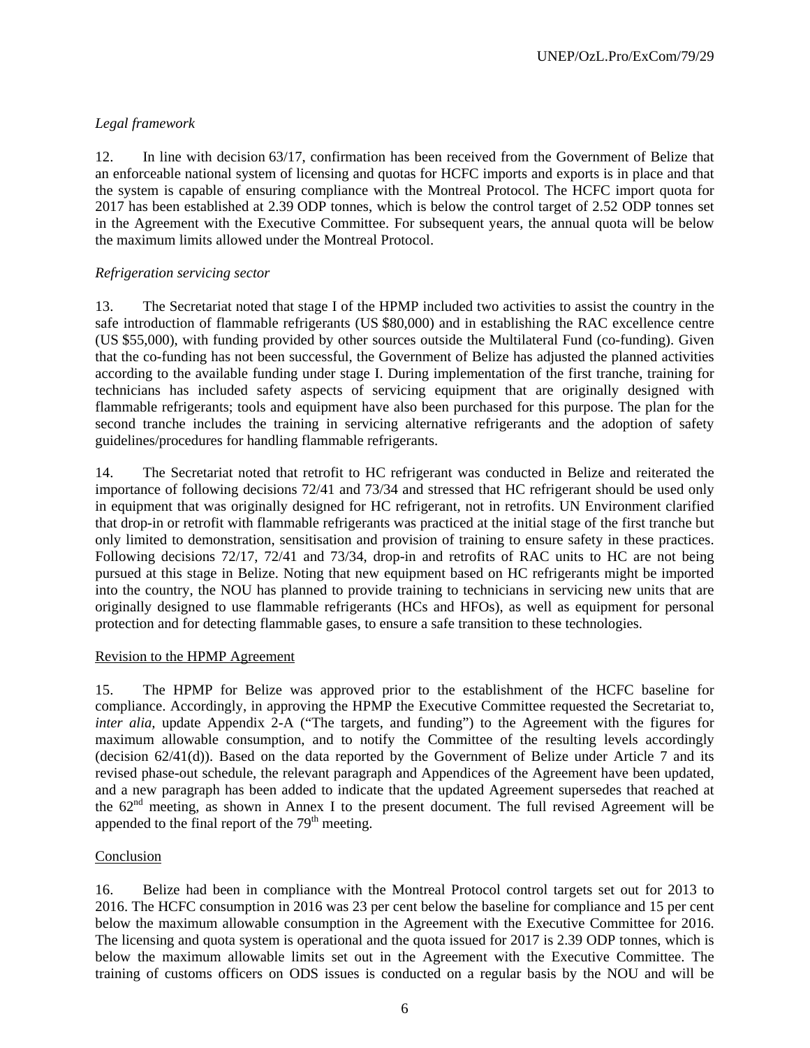*Legal framework*

12. In line with decision 63/17, confirmation has been received from the Government of Belize that an enforceable national system of licensing and quotas for HCFC imports and exports is in place and that the system is capable of ensuring compliance with the Montreal Protocol. The HCFC import quota for 2017 has been established at 2.39 ODP tonnes, which is below the control target of 2.52 ODP tonnes set in the Agreement with the Executive Committee. For subsequent years, the annual quota will be below the maximum limits allowed under the Montreal Protocol.

*Refrigeration servicing sector*

13. The Secretariat noted that stage I of the HPMP included two activities to assist the country in the safe introduction of flammable refrigerants (US $80,000) and in establishing the RAC excellence centre (US $55,000), with funding provided by other sources outside the Multilateral Fund (co-funding). Given that the co-funding has not been successful, the Government of Belize has adjusted the planned activities according to the available funding under stage I. During implementation of the first tranche, training for technicians has included safety aspects of servicing equipment that are originally designed with flammable refrigerants; tools and equipment have also been purchased for this purpose. The plan for the second tranche includes the training in servicing alternative refrigerants and the adoption of safety guidelines/procedures for handling flammable refrigerants.

14. The Secretariat noted that retrofit to HC refrigerant was conducted in Belize and reiterated the importance of following decisions 72/41 and 73/34 and stressed that HC refrigerant should be used only in equipment that was originally designed for HC refrigerant, not in retrofits. UN Environment clarified that drop-in or retrofit with flammable refrigerants was practiced at the initial stage of the first tranche but only limited to demonstration, sensitisation and provision of training to ensure safety in these practices. Following decisions 72/17, 72/41 and 73/34, drop-in and retrofits of RAC units to HC are not being pursued at this stage in Belize. Noting that new equipment based on HC refrigerants might be imported into the country, the NOU has planned to provide training to technicians in servicing new units that are originally designed to use flammable refrigerants (HCs and HFOs), as well as equipment for personal protection and for detecting flammable gases, to ensure a safe transition to these technologies.

Revision to the HPMP Agreement

15. The HPMP for Belize was approved prior to the establishment of the HCFC baseline for compliance. Accordingly, in approving the HPMP the Executive Committee requested the Secretariat to, *inter alia*, update Appendix 2-A ("The targets, and funding") to the Agreement with the figures for maximum allowable consumption, and to notify the Committee of the resulting levels accordingly (decision 62/41(d)). Based on the data reported by the Government of Belize under Article 7 and its revised phase-out schedule, the relevant paragraph and Appendices of the Agreement have been updated, and a new paragraph has been added to indicate that the updated Agreement supersedes that reached at the 62nd meeting, as shown in Annex I to the present document. The full revised Agreement will be appended to the final report of the 79th meeting.

Conclusion

16. Belize had been in compliance with the Montreal Protocol control targets set out for 2013 to 2016. The HCFC consumption in 2016 was 23 per cent below the baseline for compliance and 15 per cent below the maximum allowable consumption in the Agreement with the Executive Committee for 2016. The licensing and quota system is operational and the quota issued for 2017 is 2.39 ODP tonnes, which is below the maximum allowable limits set out in the Agreement with the Executive Committee. The training of customs officers on ODS issues is conducted on a regular basis by the NOU and will be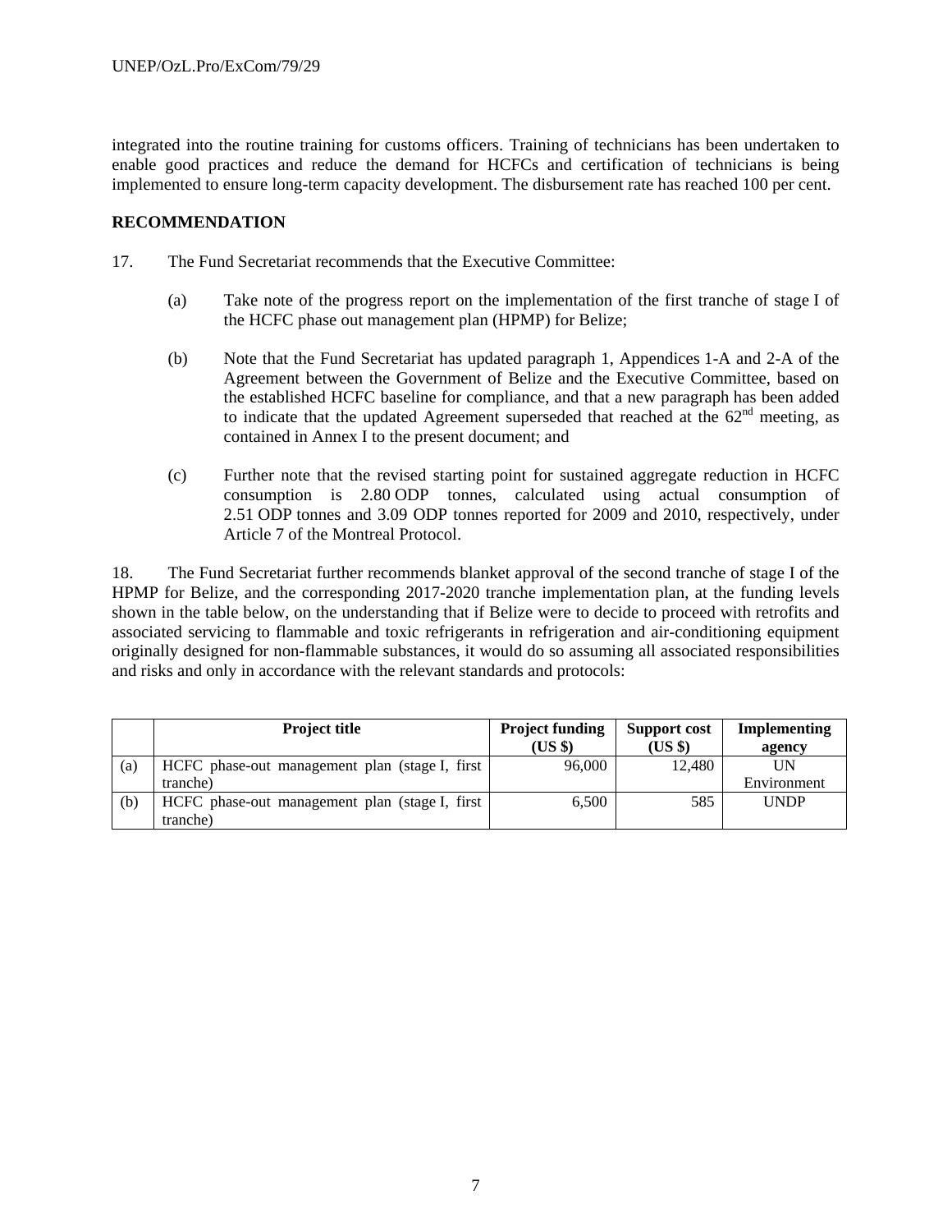integrated into the routine training for customs officers. Training of technicians has been undertaken to enable good practices and reduce the demand for HCFCs and certification of technicians is being implemented to ensure long-term capacity development. The disbursement rate has reached 100 per cent.

**RECOMMENDATION**

17. The Fund Secretariat recommends that the Executive Committee:

(a) Take note of the progress report on the implementation of the first tranche of stage I of the HCFC phase out management plan (HPMP) for Belize;

(b) Note that the Fund Secretariat has updated paragraph 1, Appendices 1-A and 2-A of the Agreement between the Government of Belize and the Executive Committee, based on the established HCFC baseline for compliance, and that a new paragraph has been added to indicate that the updated Agreement superseded that reached at the 62nd meeting, as contained in Annex I to the present document; and

(c) Further note that the revised starting point for sustained aggregate reduction in HCFC consumption is 2.80 ODP tonnes, calculated using actual consumption of 2.51 ODP tonnes and 3.09 ODP tonnes reported for 2009 and 2010, respectively, under Article 7 of the Montreal Protocol.

18. The Fund Secretariat further recommends blanket approval of the second tranche of stage I of the HPMP for Belize, and the corresponding 2017-2020 tranche implementation plan, at the funding levels shown in the table below, on the understanding that if Belize were to decide to proceed with retrofits and associated servicing to flammable and toxic refrigerants in refrigeration and air-conditioning equipment originally designed for non-flammable substances, it would do so assuming all associated responsibilities and risks and only in accordance with the relevant standards and protocols:

| | Project title | Project funding (US $) | Support cost (US $) | Implementing agency |
|---|---|---|---|---|
| (a) | HCFC phase-out management plan (stage I, first tranche) | 96,000 | 12,480 | UN Environment |
| (b) | HCFC phase-out management plan (stage I, first tranche) | 6,500 | 585 | UNDP |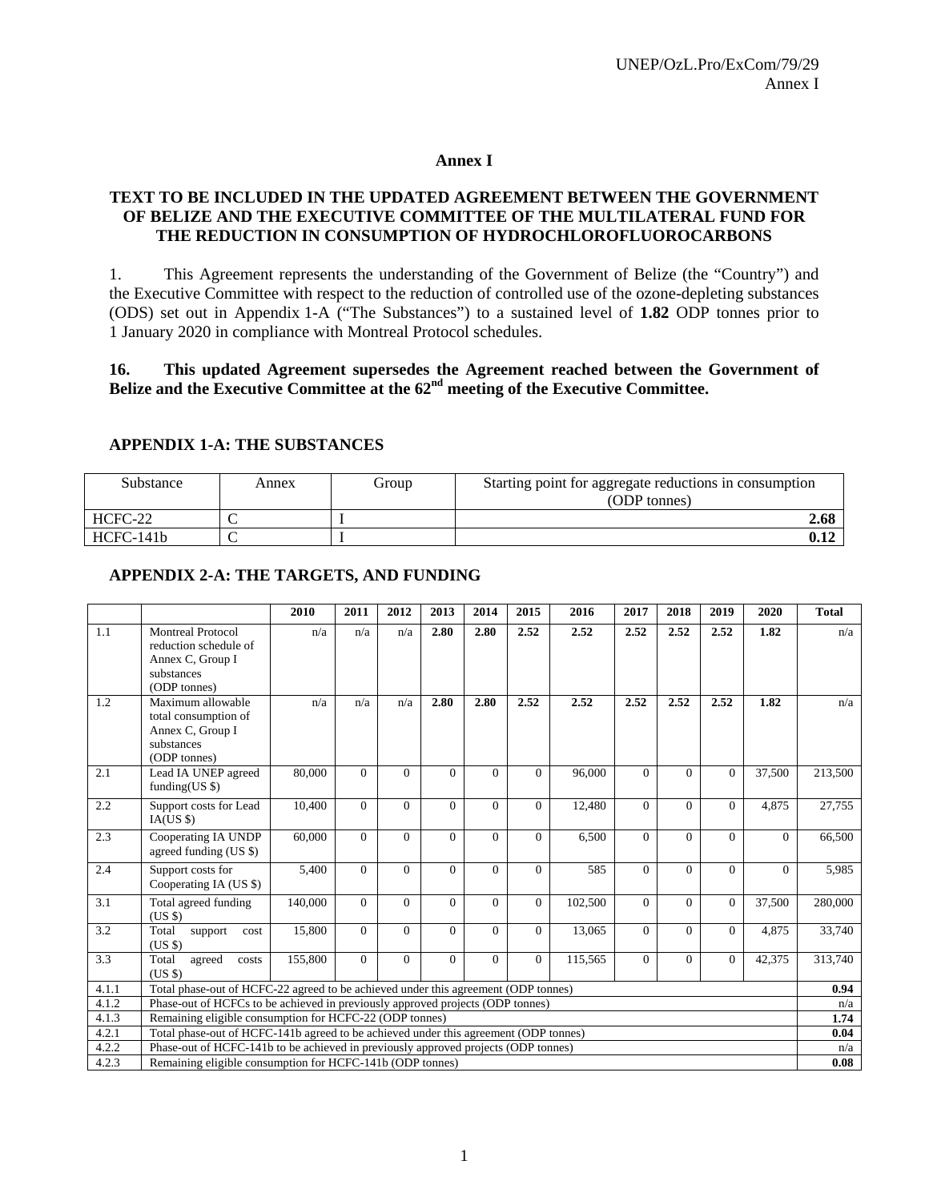## Annex I

### TEXT TO BE INCLUDED IN THE UPDATED AGREEMENT BETWEEN THE GOVERNMENT OF BELIZE AND THE EXECUTIVE COMMITTEE OF THE MULTILATERAL FUND FOR THE REDUCTION IN CONSUMPTION OF HYDROCHLOROFLUOROCARBONS

1. This Agreement represents the understanding of the Government of Belize (the "Country") and the Executive Committee with respect to the reduction of controlled use of the ozone-depleting substances (ODS) set out in Appendix 1-A ("The Substances") to a sustained level of **1.82** ODP tonnes prior to 1 January 2020 in compliance with Montreal Protocol schedules.

**16. This updated Agreement supersedes the Agreement reached between the Government of Belize and the Executive Committee at the 62nd meeting of the Executive Committee.**

### APPENDIX 1-A: THE SUBSTANCES

| Substance | Annex | Group | Starting point for aggregate reductions in consumption (ODP tonnes) |
|---|---|---|---|
| HCFC-22 | C | I | **2.68** |
| HCFC-141b | C | I | **0.12** |

### APPENDIX 2-A: THE TARGETS, AND FUNDING

| | | 2010 | 2011 | 2012 | 2013 | 2014 | 2015 | 2016 | 2017 | 2018 | 2019 | 2020 | Total |
|---|---|---|---|---|---|---|---|---|---|---|---|---|---|
| 1.1 | Montreal Protocol reduction schedule of Annex C, Group I substances (ODP tonnes) | n/a | n/a | n/a | **2.80** | **2.80** | **2.52** | **2.52** | **2.52** | **2.52** | **2.52** | **1.82** | n/a |
| 1.2 | Maximum allowable total consumption of Annex C, Group I substances (ODP tonnes) | n/a | n/a | n/a | **2.80** | **2.80** | **2.52** | **2.52** | **2.52** | **2.52** | **2.52** | **1.82** | n/a |
| 2.1 | Lead IA UNEP agreed funding(US $) | 80,000 | 0 | 0 | 0 | 0 | 0 | 96,000 | 0 | 0 | 0 | 37,500 | 213,500 |
| 2.2 | Support costs for Lead IA(US $) | 10,400 | 0 | 0 | 0 | 0 | 0 | 12,480 | 0 | 0 | 0 | 4,875 | 27,755 |
| 2.3 | Cooperating IA UNDP agreed funding (US $) | 60,000 | 0 | 0 | 0 | 0 | 0 | 6,500 | 0 | 0 | 0 | 0 | 66,500 |
| 2.4 | Support costs for Cooperating IA (US $) | 5,400 | 0 | 0 | 0 | 0 | 0 | 585 | 0 | 0 | 0 | 0 | 5,985 |
| 3.1 | Total agreed funding (US $) | 140,000 | 0 | 0 | 0 | 0 | 0 | 102,500 | 0 | 0 | 0 | 37,500 | 280,000 |
| 3.2 | Total support cost (US $) | 15,800 | 0 | 0 | 0 | 0 | 0 | 13,065 | 0 | 0 | 0 | 4,875 | 33,740 |
| 3.3 | Total agreed costs (US $) | 155,800 | 0 | 0 | 0 | 0 | 0 | 115,565 | 0 | 0 | 0 | 42,375 | 313,740 |
| 4.1.1 | Total phase-out of HCFC-22 agreed to be achieved under this agreement (ODP tonnes) | | | | | | | | | | | | **0.94** |
| 4.1.2 | Phase-out of HCFCs to be achieved in previously approved projects (ODP tonnes) | | | | | | | | | | | | n/a |
| 4.1.3 | Remaining eligible consumption for HCFC-22 (ODP tonnes) | | | | | | | | | | | | **1.74** |
| 4.2.1 | Total phase-out of HCFC-141b agreed to be achieved under this agreement (ODP tonnes) | | | | | | | | | | | | **0.04** |
| 4.2.2 | Phase-out of HCFC-141b to be achieved in previously approved projects (ODP tonnes) | | | | | | | | | | | | n/a |
| 4.2.3 | Remaining eligible consumption for HCFC-141b (ODP tonnes) | | | | | | | | | | | | **0.08** |